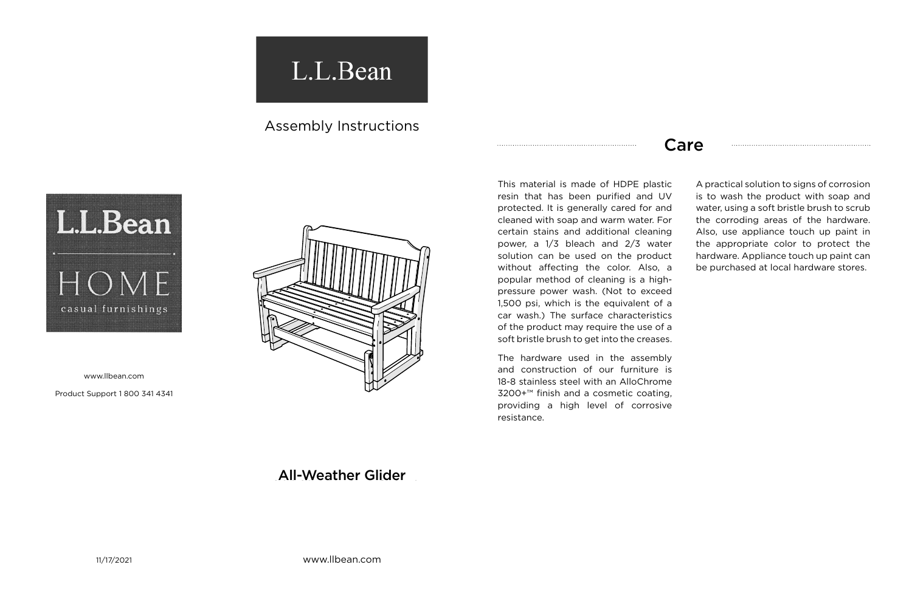L.L.Bean

Assembly Instructions

L.L.Bean

HOME

casual furnishings

www.llbean.com

Product Support 1 800 341 4341

# All-Weather Glider

11/17/2021

www.llbean.com

## Care

This material is made of HDPE plastic resin that has been purified and UV protected. It is generally cared for and cleaned with soap and warm water. For certain stains and additional cleaning power, a 1/3 bleach and 2/3 water solution can be used on the product without affecting the color. Also, a popular method of cleaning is a high-pressure power wash. (Not to exceed 1,500 psi, which is the equivalent of a car wash.) The surface characteristics of the product may require the use of a soft bristle brush to get into the creases.

The hardware used in the assembly and construction of our furniture is 18-8 stainless steel with an AlloChrome 3200+™ finish and a cosmetic coating, providing a high level of corrosive resistance.

A practical solution to signs of corrosion is to wash the product with soap and water, using a soft bristle brush to scrub the corroding areas of the hardware. Also, use appliance touch up paint in the appropriate color to protect the hardware. Appliance touch up paint can be purchased at local hardware stores.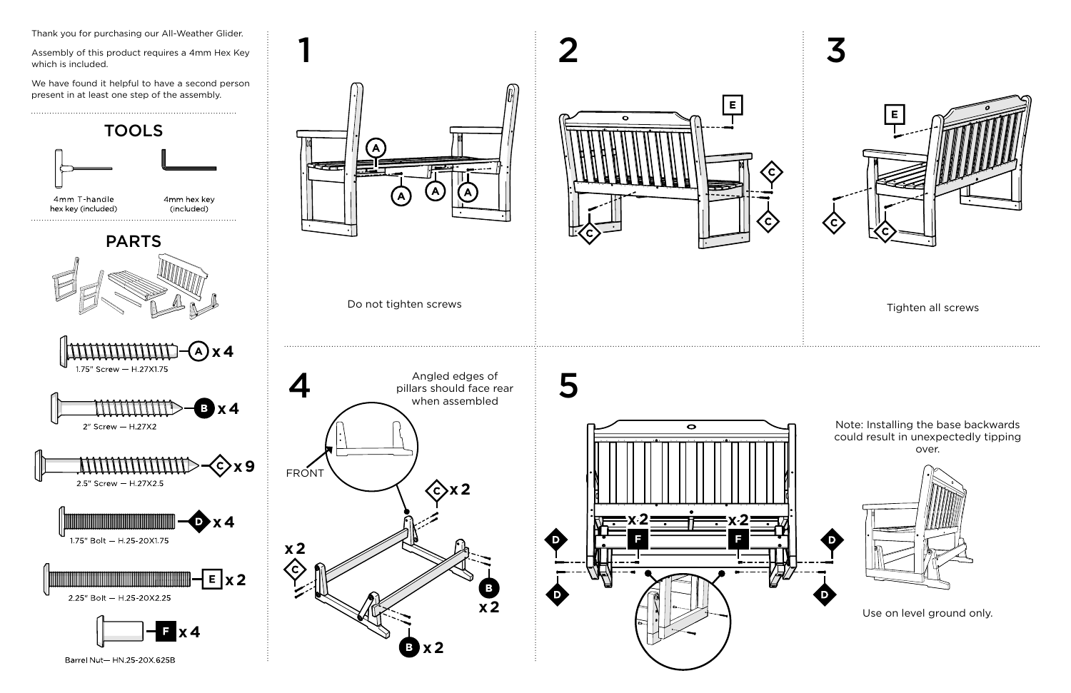Thank you for purchasing our All-Weather Glider.

Assembly of this product requires a 4mm Hex Key which is included.

We have found it helpful to have a second person present in at least one step of the assembly.

## TOOLS

4mm T-handle hex key (included)

4mm hex key (included)

## PARTS

A x 4 — 1.75" Screw — H.27X1.75

B x 4 — 2" Screw — H.27X2

C x 9 — 2.5" Screw — H.27X2.5

D x 4 — 1.75" Bolt — H.25-20X1.75

E x 2 — 2.25" Bolt — H.25-20X2.25

F x 4 — Barrel Nut— HN.25-20X.625B

## 1

A

A

A

A

Do not tighten screws

## 2

E

C

C

C

## 3

E

C

C

Tighten all screws

## 4

Angled edges of pillars should face rear when assembled

FRONT

C x 2

x 2 C

B x 2

B x 2

## 5

x 2 F

x 2 F

D

D

D

D

Note: Installing the base backwards could result in unexpectedly tipping over.

Use on level ground only.